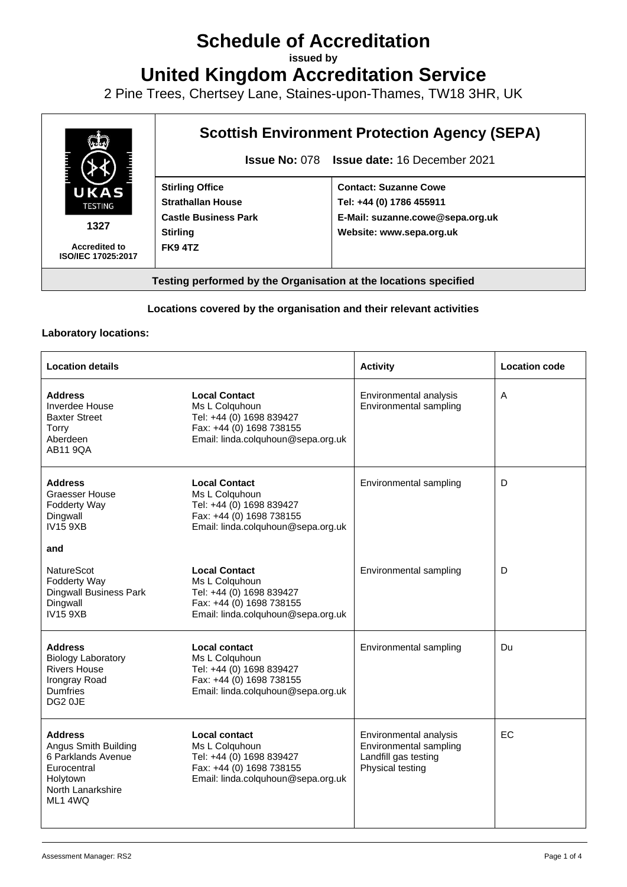# Schedule of Accreditation

**issued by**

# United Kingdom Accreditation Service

2 Pine Trees, Chertsey Lane, Staines-upon-Thames, TW18 3HR, UK

UKAS TESTING

1327

Accredited to ISO/IEC 17025:2017

## Scottish Environment Protection Agency (SEPA)

**Issue No:** 078 **Issue date:** 16 December 2021

| | |
|---|---|
| **Stirling Office**<br>**Strathallan House**<br>**Castle Business Park**<br>**Stirling**<br>**FK9 4TZ** | **Contact: Suzanne Cowe**<br>**Tel: +44 (0) 1786 455911**<br>**E-Mail: suzanne.cowe@sepa.org.uk**<br>**Website: www.sepa.org.uk** |

**Testing performed by the Organisation at the locations specified**

**Locations covered by the organisation and their relevant activities**

**Laboratory locations:**

| Location details | | Activity | Location code |
|---|---|---|---|
| **Address**<br>Inverdee House<br>Baxter Street<br>Torry<br>Aberdeen<br>AB11 9QA | **Local Contact**<br>Ms L Colquhoun<br>Tel: +44 (0) 1698 839427<br>Fax: +44 (0) 1698 738155<br>Email: linda.colquhoun@sepa.org.uk | Environmental analysis<br>Environmental sampling | A |
| **Address**<br>Graesser House<br>Fodderty Way<br>Dingwall<br>IV15 9XB<br>**and** | **Local Contact**<br>Ms L Colquhoun<br>Tel: +44 (0) 1698 839427<br>Fax: +44 (0) 1698 738155<br>Email: linda.colquhoun@sepa.org.uk | Environmental sampling | D |
| NatureScot<br>Fodderty Way<br>Dingwall Business Park<br>Dingwall<br>IV15 9XB | **Local Contact**<br>Ms L Colquhoun<br>Tel: +44 (0) 1698 839427<br>Fax: +44 (0) 1698 738155<br>Email: linda.colquhoun@sepa.org.uk | Environmental sampling | D |
| **Address**<br>Biology Laboratory<br>Rivers House<br>Irongray Road<br>Dumfries<br>DG2 0JE | **Local contact**<br>Ms L Colquhoun<br>Tel: +44 (0) 1698 839427<br>Fax: +44 (0) 1698 738155<br>Email: linda.colquhoun@sepa.org.uk | Environmental sampling | Du |
| **Address**<br>Angus Smith Building<br>6 Parklands Avenue<br>Eurocentral<br>Holytown<br>North Lanarkshire<br>ML1 4WQ | **Local contact**<br>Ms L Colquhoun<br>Tel: +44 (0) 1698 839427<br>Fax: +44 (0) 1698 738155<br>Email: linda.colquhoun@sepa.org.uk | Environmental analysis<br>Environmental sampling<br>Landfill gas testing<br>Physical testing | EC |

Assessment Manager: RS2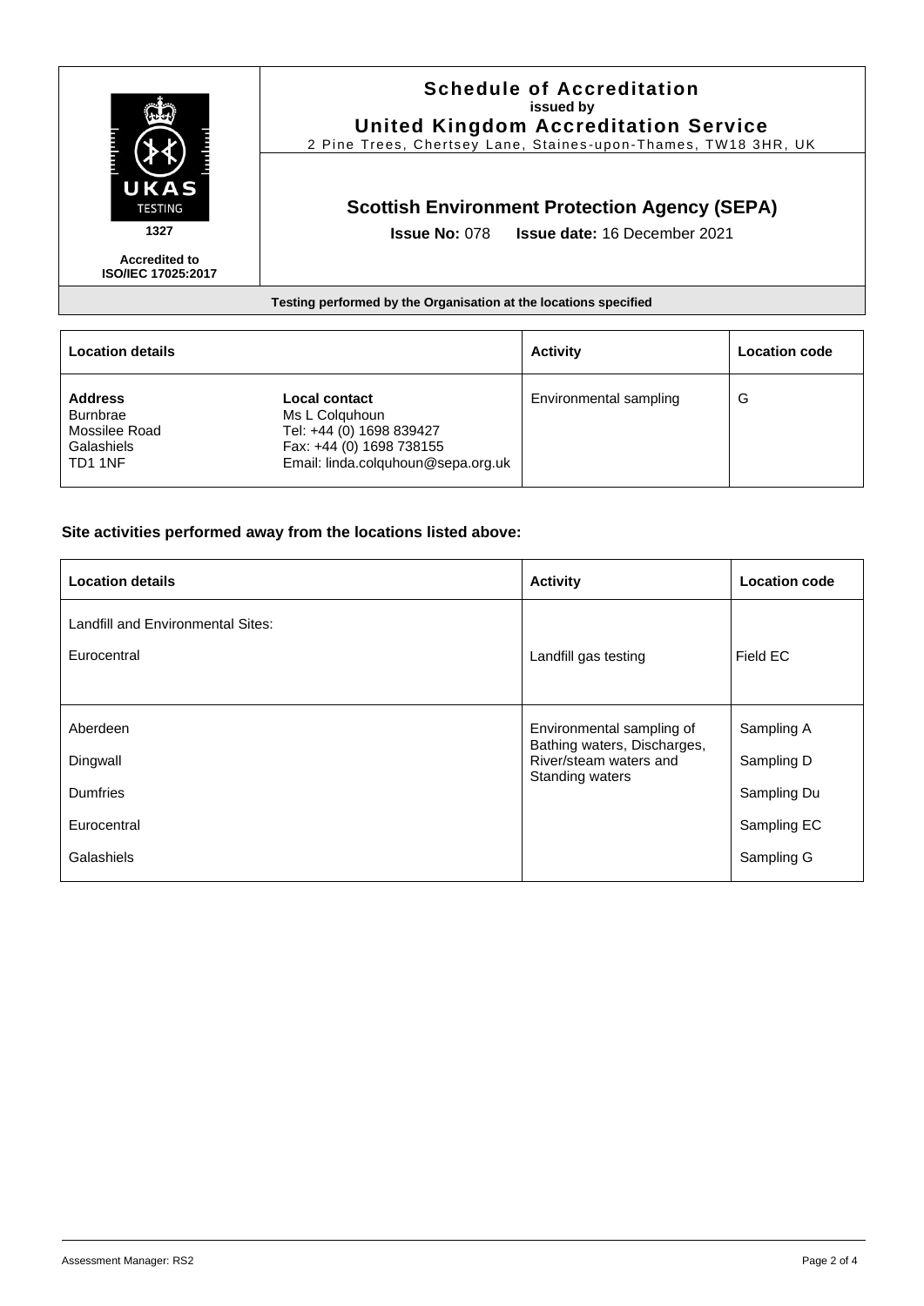**Schedule of Accreditation**
**issued by**
**United Kingdom Accreditation Service**
2 Pine Trees, Chertsey Lane, Staines-upon-Thames, TW18 3HR, UK

UKAS TESTING
1327

**Accredited to ISO/IEC 17025:2017**

## Scottish Environment Protection Agency (SEPA)

**Issue No:** 078 **Issue date:** 16 December 2021

**Testing performed by the Organisation at the locations specified**

| Location details | | Activity | Location code |
|---|---|---|---|
| **Address**<br>Burnbrae<br>Mossilee Road<br>Galashiels<br>TD1 1NF | **Local contact**<br>Ms L Colquhoun<br>Tel: +44 (0) 1698 839427<br>Fax: +44 (0) 1698 738155<br>Email: linda.colquhoun@sepa.org.uk | Environmental sampling | G |

### Site activities performed away from the locations listed above:

| Location details | Activity | Location code |
|---|---|---|
| Landfill and Environmental Sites:<br><br>Eurocentral | Landfill gas testing | Field EC |
| Aberdeen<br>Dingwall<br>Dumfries<br>Eurocentral<br>Galashiels | Environmental sampling of Bathing waters, Discharges, River/steam waters and Standing waters | Sampling A<br>Sampling D<br>Sampling Du<br>Sampling EC<br>Sampling G |

Assessment Manager: RS2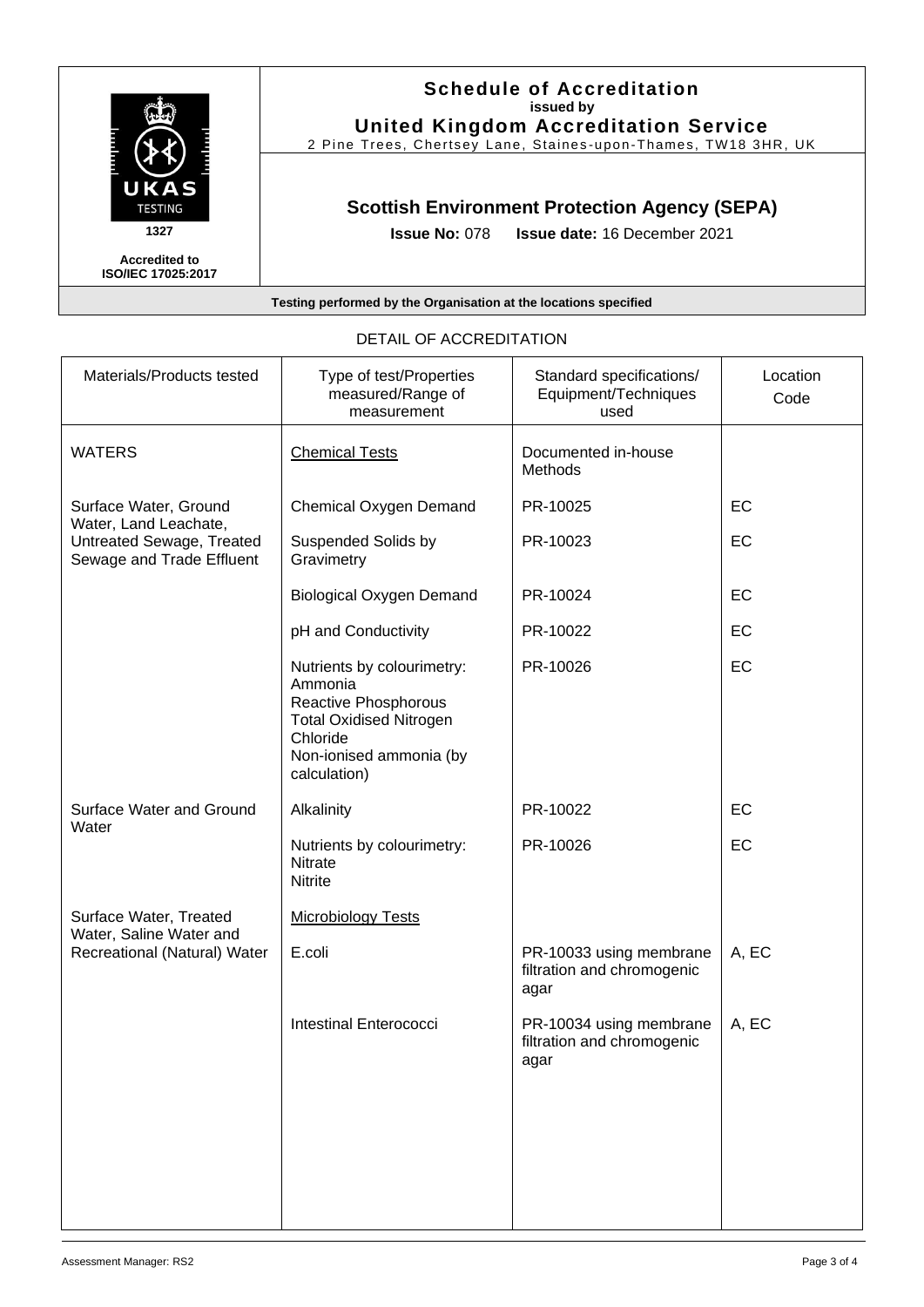# Schedule of Accreditation

**issued by**

**United Kingdom Accreditation Service**

2 Pine Trees, Chertsey Lane, Staines-upon-Thames, TW18 3HR, UK

UKAS TESTING 1327

**Accredited to ISO/IEC 17025:2017**

## Scottish Environment Protection Agency (SEPA)

**Issue No:** 078 **Issue date:** 16 December 2021

**Testing performed by the Organisation at the locations specified**

DETAIL OF ACCREDITATION

| Materials/Products tested | Type of test/Properties measured/Range of measurement | Standard specifications/ Equipment/Techniques used | Location Code |
|---|---|---|---|
| WATERS | Chemical Tests | Documented in-house Methods | |
| Surface Water, Ground Water, Land Leachate, Untreated Sewage, Treated Sewage and Trade Effluent | Chemical Oxygen Demand | PR-10025 | EC |
| | Suspended Solids by Gravimetry | PR-10023 | EC |
| | Biological Oxygen Demand | PR-10024 | EC |
| | pH and Conductivity | PR-10022 | EC |
| | Nutrients by colourimetry: Ammonia Reactive Phosphorous Total Oxidised Nitrogen Chloride Non-ionised ammonia (by calculation) | PR-10026 | EC |
| Surface Water and Ground Water | Alkalinity | PR-10022 | EC |
| | Nutrients by colourimetry: Nitrate Nitrite | PR-10026 | EC |
| Surface Water, Treated Water, Saline Water and Recreational (Natural) Water | Microbiology Tests | | |
| | E.coli | PR-10033 using membrane filtration and chromogenic agar | A, EC |
| | Intestinal Enterococci | PR-10034 using membrane filtration and chromogenic agar | A, EC |

Assessment Manager: RS2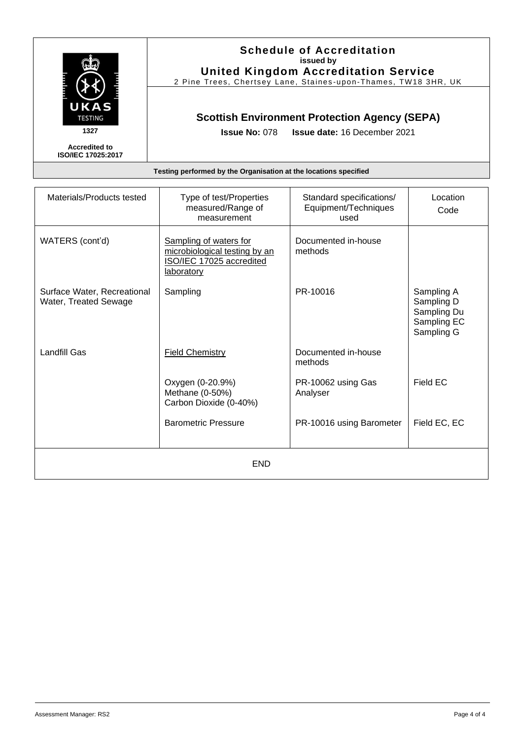**Schedule of Accreditation**
**issued by**
**United Kingdom Accreditation Service**
2 Pine Trees, Chertsey Lane, Staines-upon-Thames, TW18 3HR, UK

UKAS TESTING
1327
**Accredited to ISO/IEC 17025:2017**

## Scottish Environment Protection Agency (SEPA)

**Issue No:** 078 **Issue date:** 16 December 2021

**Testing performed by the Organisation at the locations specified**

| Materials/Products tested | Type of test/Properties measured/Range of measurement | Standard specifications/ Equipment/Techniques used | Location Code |
|---|---|---|---|
| WATERS (cont'd) | Sampling of waters for microbiological testing by an ISO/IEC 17025 accredited laboratory | Documented in-house methods | |
| Surface Water, Recreational Water, Treated Sewage | Sampling | PR-10016 | Sampling A<br>Sampling D<br>Sampling Du<br>Sampling EC<br>Sampling G |
| Landfill Gas | Field Chemistry | Documented in-house methods | |
| | Oxygen (0-20.9%)<br>Methane (0-50%)<br>Carbon Dioxide (0-40%) | PR-10062 using Gas Analyser | Field EC |
| | Barometric Pressure | PR-10016 using Barometer | Field EC, EC |

END

Assessment Manager: RS2